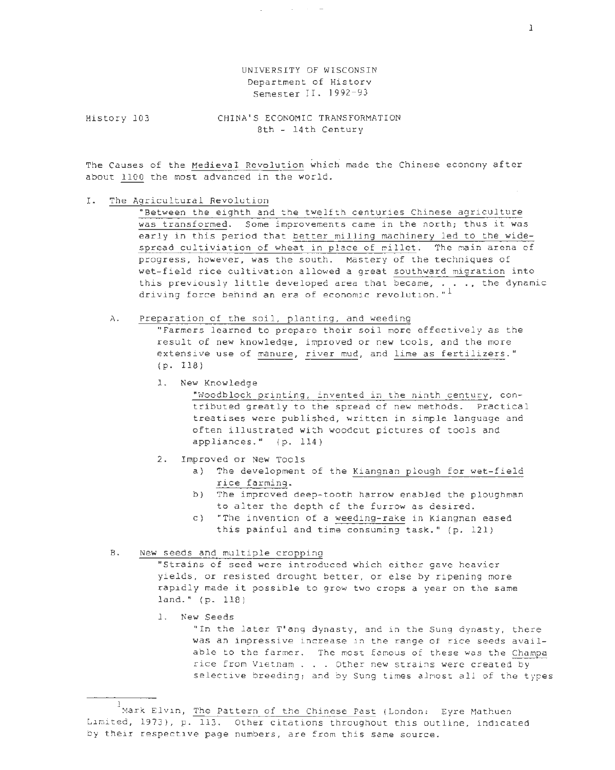UNIVERSITY OF WISCONSIN
Department of History
Semester II. 1992-93

History 103

# CHINA'S ECONOMIC TRANSFORMATION
## 8th - 14th Century

The Causes of the Medieval Revolution which made the Chinese economy after about 1100 the most advanced in the world.

I. The Agricultural Revolution

"Between the eighth and the twelfth centuries Chinese agriculture was transformed. Some improvements came in the north; thus it was early in this period that better milling machinery led to the wide-spread cultiviation of wheat in place of millet. The main arena of progress, however, was the south. Mastery of the techniques of wet-field rice cultivation allowed a great southward migration into this previously little developed area that became, . . . ., the dynamic driving force behind an era of economic revolution."[1]

A. Preparation of the soil, planting, and weeding

"Farmers learned to prepare their soil more effectively as the result of new knowledge, improved or new tools, and the more extensive use of manure, river mud, and lime as fertilizers." (p. 118)

1. New Knowledge

"Woodblock printing, invented in the ninth century, contributed greatly to the spread of new methods. Practical treatises were published, written in simple language and often illustrated with woodcut pictures of tools and appliances." (p. 114)

2. Improved or New Tools

a) The development of the Kiangnan plough for wet-field rice farming.

b) The improved deep-tooth harrow enabled the ploughman to alter the depth of the furrow as desired.

c) "The invention of a weeding-rake in Kiangnan eased this painful and time consuming task." (p. 121)

B. New seeds and multiple cropping

"Strains of seed were introduced which either gave heavier yields, or resisted drought better, or else by ripening more rapidly made it possible to grow two crops a year on the same land." (p. 118)

1. New Seeds

"In the later T'ang dynasty, and in the Sung dynasty, there was an impressive increase in the range of rice seeds available to the farmer. The most famous of these was the Champa rice from Vietnam . . . Other new strains were created by selective breeding; and by Sung times almost all of the types

---

[1] Mark Elvin, The Pattern of the Chinese Past (London: Eyre Mathuen Limited, 1973), p. 113. Other citations throughout this outline, indicated by their respective page numbers, are from this same source.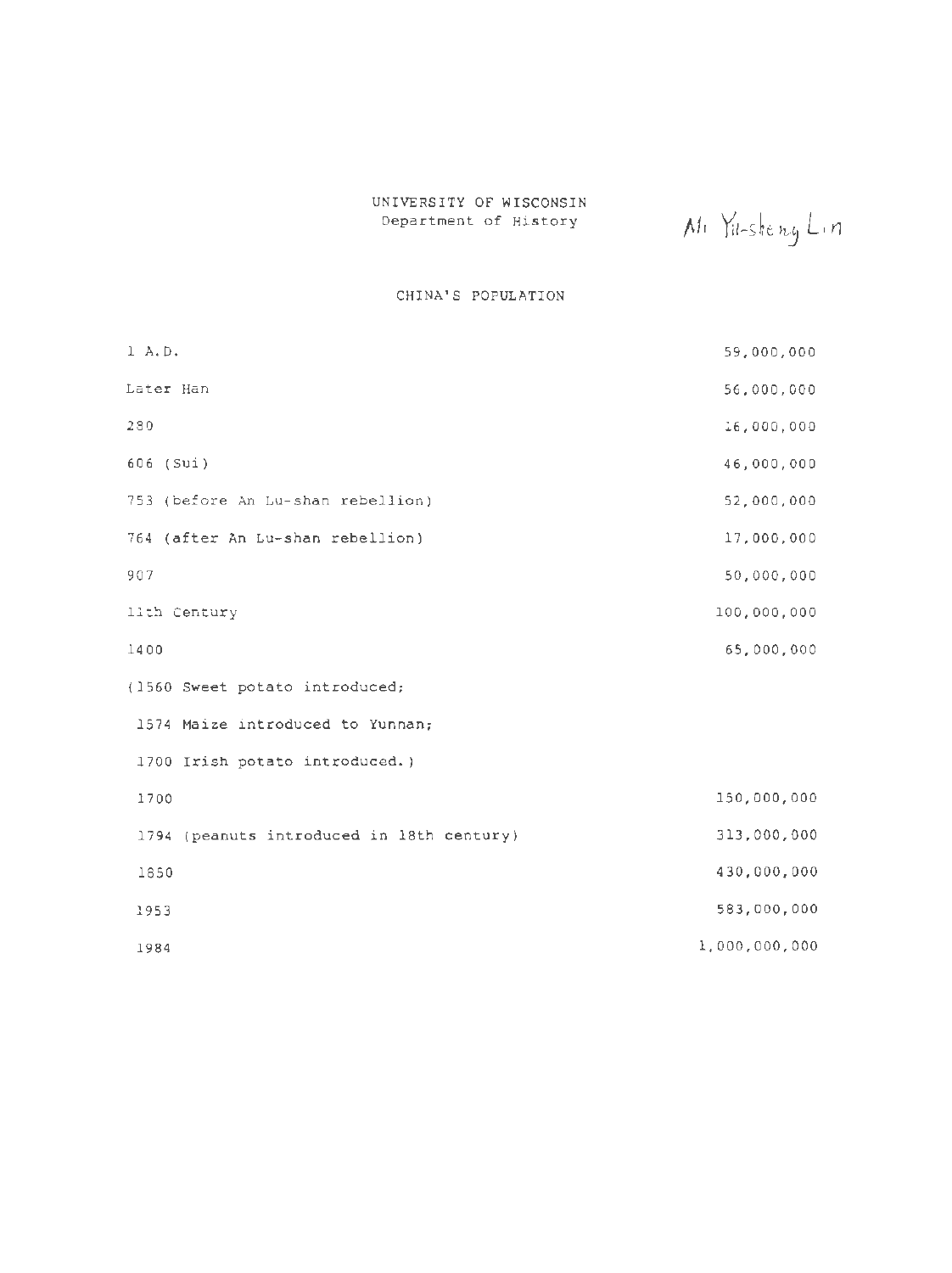UNIVERSITY OF WISCONSIN
Department of History

Mr Yu-sheng Lin

## CHINA'S POPULATION

| | |
|---|---|
| 1 A.D. | 59,000,000 |
| Later Han | 56,000,000 |
| 280 | 16,000,000 |
| 606 (Sui) | 46,000,000 |
| 753 (before An Lu-shan rebellion) | 52,000,000 |
| 764 (after An Lu-shan rebellion) | 17,000,000 |
| 907 | 50,000,000 |
| 11th Century | 100,000,000 |
| 1400 | 65,000,000 |
| (1560 Sweet potato introduced; | |
| 1574 Maize introduced to Yunnan; | |
| 1700 Irish potato introduced.) | |
| 1700 | 150,000,000 |
| 1794 (peanuts introduced in 18th century) | 313,000,000 |
| 1850 | 430,000,000 |
| 1953 | 583,000,000 |
| 1984 | 1,000,000,000 |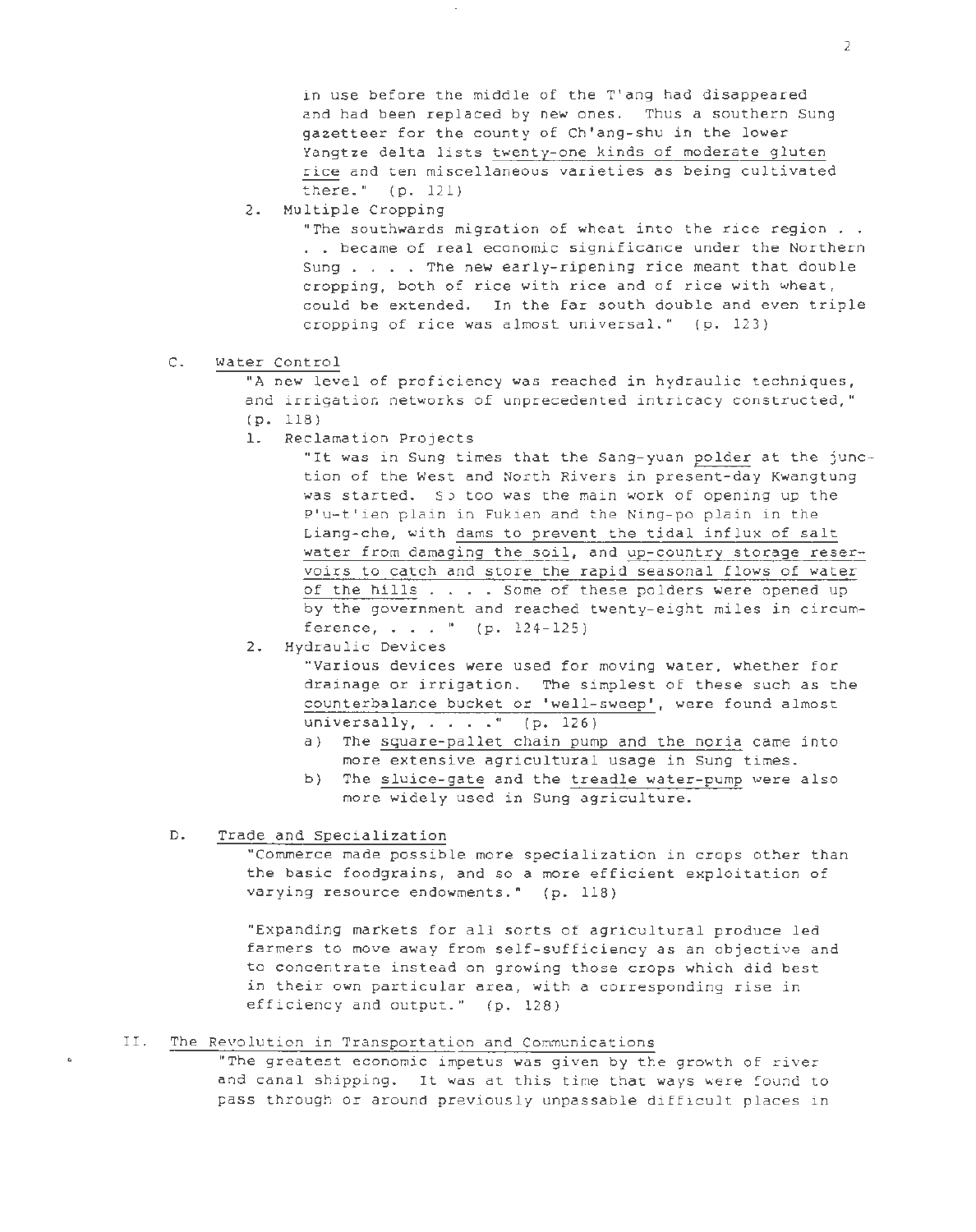in use before the middle of the T'ang had disappeared and had been replaced by new ones. Thus a southern Sung gazetteer for the county of Ch'ang-shu in the lower Yangtze delta lists <u>twenty-one kinds of moderate gluten rice</u> and ten miscellaneous varieties as being cultivated there." (p. 121)

2. Multiple Cropping

   "The southwards migration of wheat into the rice region . . . . became of real economic significance under the Northern Sung . . . . The new early-ripening rice meant that double cropping, both of rice with rice and of rice with wheat, could be extended. In the far south double and even triple cropping of rice was almost universal." (p. 123)

C. <u>Water Control</u>

   "A new level of proficiency was reached in hydraulic techniques, and irrigation networks of unprecedented intricacy constructed," (p. 118)

   1. Reclamation Projects

      "It was in Sung times that the Sang-yuan <u>polder</u> at the junction of the West and North Rivers in present-day Kwangtung was started. So too was the main work of opening up the P'u-t'ien plain in Fukien and the Ning-po plain in the Liang-che, with <u>dams to prevent the tidal influx of salt water from damaging the soil</u>, and <u>up-country storage reservoirs to catch and store the rapid seasonal flows of water of the hills</u> . . . . Some of these polders were opened up by the government and reached twenty-eight miles in circumference, . . . " (p. 124-125)

   2. Hydraulic Devices

      "Various devices were used for moving water, whether for drainage or irrigation. The simplest of these such as the <u>counterbalance bucket or 'well-sweep'</u>, were found almost universally, . . . ." (p. 126)

      a) The <u>square-pallet chain pump and the noria</u> came into more extensive agricultural usage in Sung times.

      b) The <u>sluice-gate</u> and the <u>treadle water-pump</u> were also more widely used in Sung agriculture.

D. <u>Trade and Specialization</u>

   "Commerce made possible more specialization in crops other than the basic foodgrains, and so a more efficient exploitation of varying resource endowments." (p. 118)

   "Expanding markets for all sorts of agricultural produce led farmers to move away from self-sufficiency as an objective and to concentrate instead on growing those crops which did best in their own particular area, with a corresponding rise in efficiency and output." (p. 128)

II. <u>The Revolution in Transportation and Communications</u>

   "The greatest economic impetus was given by the growth of river and canal shipping. It was at this time that ways were found to pass through or around previously unpassable difficult places in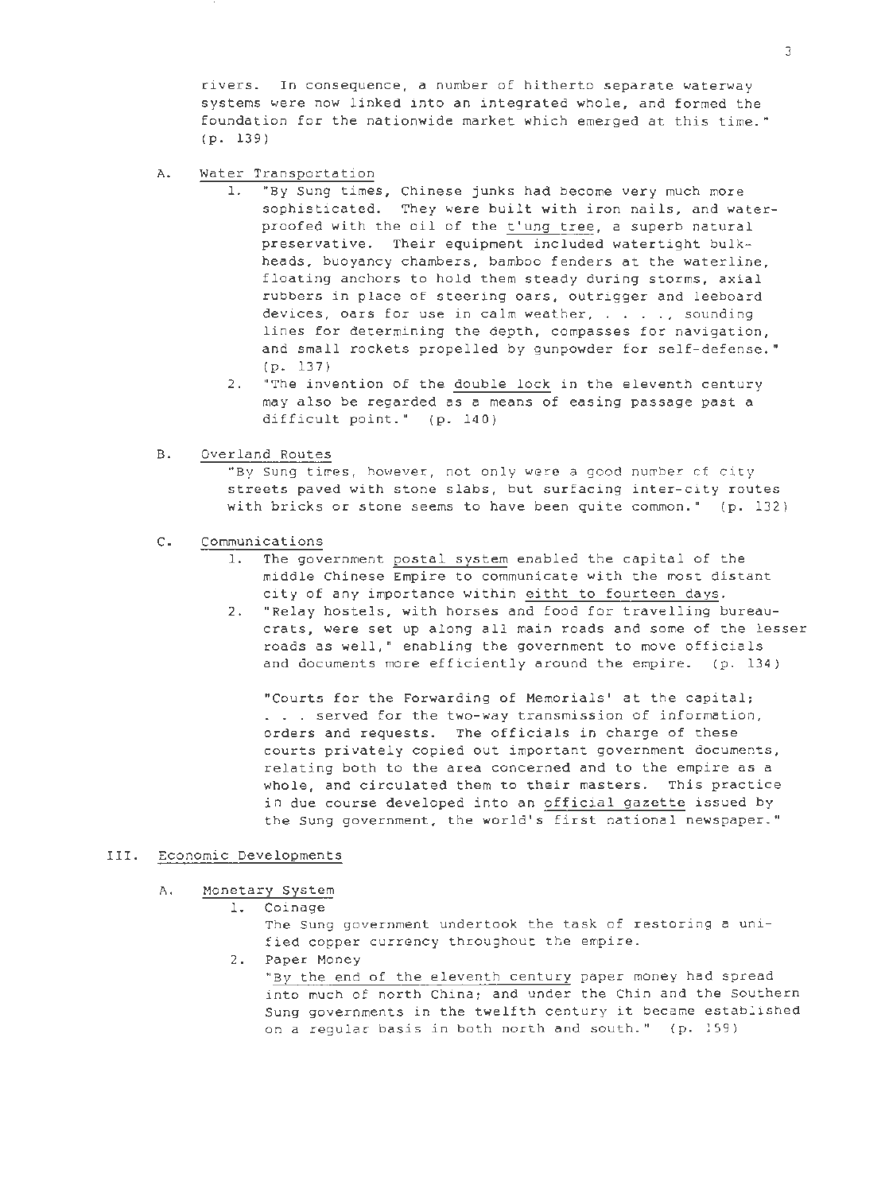rivers. In consequence, a number of hitherto separate waterway systems were now linked into an integrated whole, and formed the foundation for the nationwide market which emerged at this time." (p. 139)

A. Water Transportation

1. "By Sung times, Chinese junks had become very much more sophisticated. They were built with iron nails, and waterproofed with the oil of the t'ung tree, a superb natural preservative. Their equipment included watertight bulkheads, buoyancy chambers, bamboo fenders at the waterline, floating anchors to hold them steady during storms, axial rubbers in place of steering oars, outrigger and leeboard devices, oars for use in calm weather, . . . ., sounding lines for determining the depth, compasses for navigation, and small rockets propelled by gunpowder for self-defense." (p. 137)
2. "The invention of the double lock in the eleventh century may also be regarded as a means of easing passage past a difficult point." (p. 140)

B. Overland Routes

"By Sung times, however, not only were a good number of city streets paved with stone slabs, but surfacing inter-city routes with bricks or stone seems to have been quite common." (p. 132)

C. Communications

1. The government postal system enabled the capital of the middle Chinese Empire to communicate with the most distant city of any importance within eitht to fourteen days.
2. "Relay hostels, with horses and food for travelling bureaucrats, were set up along all main roads and some of the lesser roads as well," enabling the government to move officials and documents more efficiently around the empire. (p. 134)

"Courts for the Forwarding of Memorials' at the capital; . . . served for the two-way transmission of information, orders and requests. The officials in charge of these courts privately copied out important government documents, relating both to the area concerned and to the empire as a whole, and circulated them to their masters. This practice in due course developed into an official gazette issued by the Sung government, the world's first national newspaper."

III. Economic Developments

A. Monetary System

1. Coinage

The Sung government undertook the task of restoring a unified copper currency throughout the empire.

2. Paper Money

"By the end of the eleventh century paper money had spread into much of north China; and under the Chin and the Southern Sung governments in the twelfth century it became established on a regular basis in both north and south." (p. 159)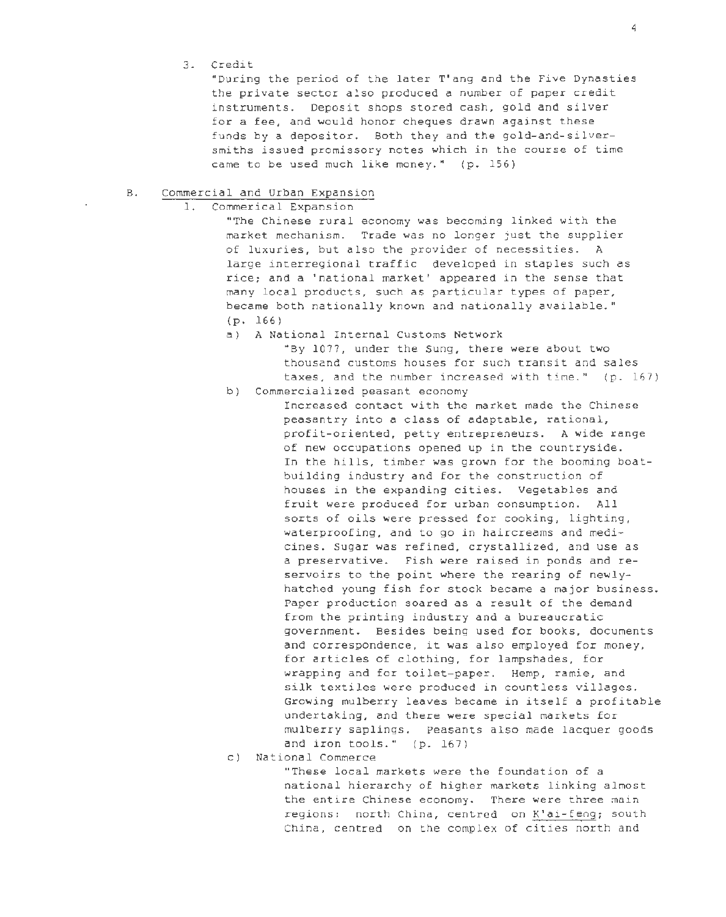3. Credit

   "During the period of the later T'ang and the Five Dynasties the private sector also produced a number of paper credit instruments. Deposit shops stored cash, gold and silver for a fee, and would honor cheques drawn against these funds by a depositor. Both they and the gold-and-silver-smiths issued promissory notes which in the course of time came to be used much like money." (p. 156)

B. <u>Commercial and Urban Expansion</u>

1. Commerical Expansion

   "The Chinese rural economy was becoming linked with the market mechanism. Trade was no longer just the supplier of luxuries, but also the provider of necessities. A large interregional traffic developed in staples such as rice; and a 'national market' appeared in the sense that many local products, such as particular types of paper, became both nationally known and nationally available." (p. 166)

   a) A National Internal Customs Network

      "By 1077, under the Sung, there were about two thousand customs houses for such transit and sales taxes, and the number increased with time." (p. 167)

   b) Commercialized peasant economy

      Increased contact with the market made the Chinese peasantry into a class of adaptable, rational, profit-oriented, petty entrepreneurs. A wide range of new occupations opened up in the countryside. In the hills, timber was grown for the booming boat-building industry and for the construction of houses in the expanding cities. Vegetables and fruit were produced for urban consumption. All sorts of oils were pressed for cooking, lighting, waterproofing, and to go in haircreams and medicines. Sugar was refined, crystallized, and use as a preservative. Fish were raised in ponds and reservoirs to the point where the rearing of newly-hatched young fish for stock became a major business. Paper production soared as a result of the demand from the printing industry and a bureaucratic government. Besides being used for books, documents and correspondence, it was also employed for money, for articles of clothing, for lampshades, for wrapping and for toilet-paper. Hemp, ramie, and silk textiles were produced in countless villages. Growing mulberry leaves became in itself a profitable undertaking, and there were special markets for mulberry saplings. Peasants also made lacquer goods and iron tools." (p. 167)

   c) National Commerce

      "These local markets were the foundation of a national hierarchy of higher markets linking almost the entire Chinese economy. There were three main regions: north China, centred on <u>K'ai-feng</u>; south China, centred on the complex of cities north and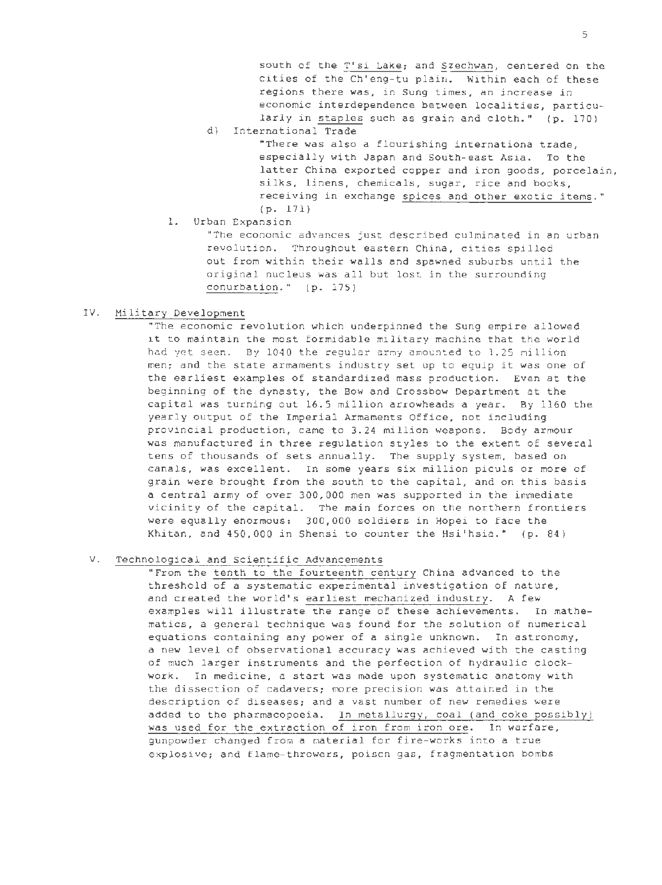south of the T'si Lake; and Szechwan, centered on the cities of the Ch'eng-tu plain. Within each of these regions there was, in Sung times, an increase in economic interdependence between localities, particularly in staples such as grain and cloth." (p. 170)

d) International Trade

"There was also a flourishing internationa trade, especially with Japan and South-east Asia. To the latter China exported copper and iron goods, porcelain, silks, linens, chemicals, sugar, rice and books, receiving in exchange spices and other exotic items." (p. 171)

1. Urban Expansion

"The economic advances just described culminated in an urban revolution. Throughout eastern China, cities spilled out from within their walls and spawned suburbs until the original nucleus was all but lost in the surrounding conurbation." (p. 175)

## IV. Military Development

"The economic revolution which underpinned the Sung empire allowed it to maintain the most formidable military machine that the world had yet seen. By 1040 the regular army amounted to 1.25 million men; and the state armaments industry set up to equip it was one of the earliest examples of standardized mass production. Even at the beginning of the dynasty, the Bow and Crossbow Department at the capital was turning out 16.5 million arrowheads a year. By 1160 the yearly output of the Imperial Armaments Office, not including provincial production, came to 3.24 million weapons. Body armour was manufactured in three regulation styles to the extent of several tens of thousands of sets annually. The supply system, based on canals, was excellent. In some years six million piculs or more of grain were brought from the south to the capital, and on this basis a central army of over 300,000 men was supported in the immediate vicinity of the capital. The main forces on the northern frontiers were equally enormous: 300,000 soldiers in Hopei to face the Khitan, and 450,000 in Shensi to counter the Hsi'hsia." (p. 84)

## V. Technological and Scientific Advancements

"From the tenth to the fourteenth century China advanced to the threshold of a systematic experimental investigation of nature, and created the world's earliest mechanized industry. A few examples will illustrate the range of these achievements. In mathematics, a general technique was found for the solution of numerical equations containing any power of a single unknown. In astronomy, a new level of observational accuracy was achieved with the casting of much larger instruments and the perfection of hydraulic clockwork. In medicine, a start was made upon systematic anatomy with the dissection of cadavers; more precision was attained in the description of diseases; and a vast number of new remedies were added to the pharmacopoeia. In metallurgy, coal (and coke possibly) was used for the extraction of iron from iron ore. In warfare, gunpowder changed from a material for fire-works into a true explosive; and flame-throwers, poison gas, fragmentation bombs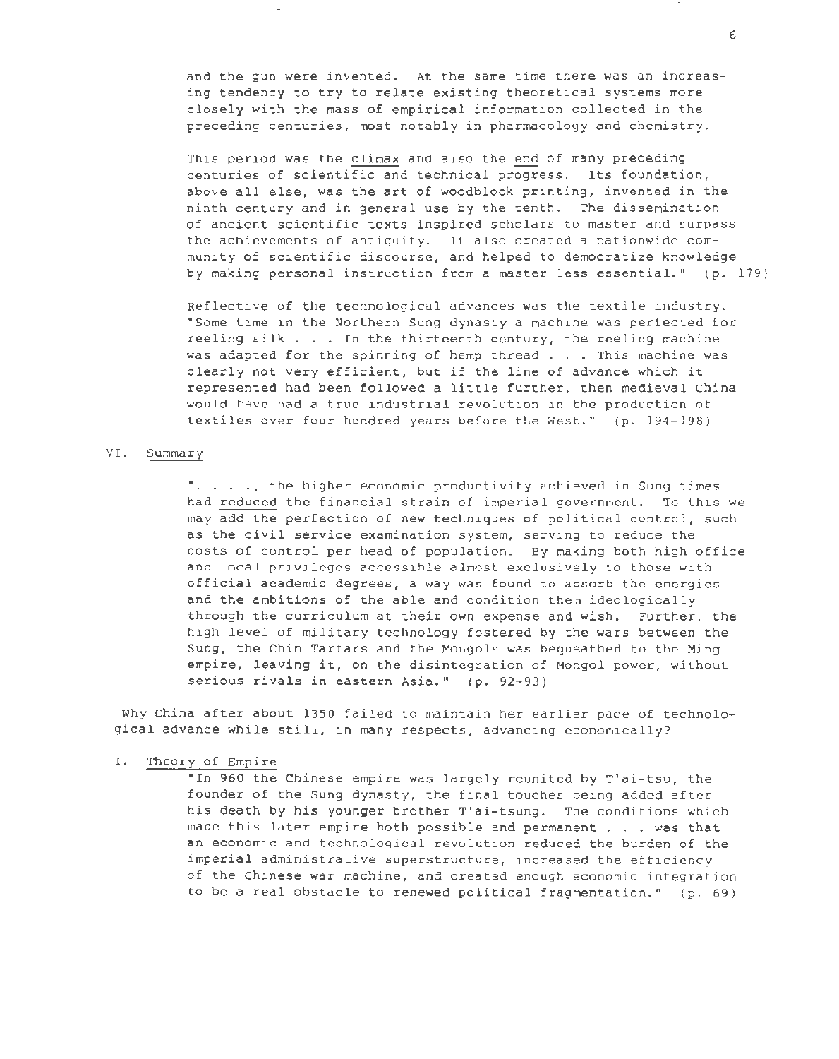and the gun were invented. At the same time there was an increasing tendency to try to relate existing theoretical systems more closely with the mass of empirical information collected in the preceding centuries, most notably in pharmacology and chemistry.

This period was the climax and also the end of many preceding centuries of scientific and technical progress. Its foundation, above all else, was the art of woodblock printing, invented in the ninth century and in general use by the tenth. The dissemination of ancient scientific texts inspired scholars to master and surpass the achievements of antiquity. It also created a nationwide community of scientific discourse, and helped to democratize knowledge by making personal instruction from a master less essential." (p. 179)

Reflective of the technological advances was the textile industry. "Some time in the Northern Sung dynasty a machine was perfected for reeling silk . . . In the thirteenth century, the reeling machine was adapted for the spinning of hemp thread . . . This machine was clearly not very efficient, but if the line of advance which it represented had been followed a little further, then medieval China would have had a true industrial revolution in the production of textiles over four hundred years before the West." (p. 194-198)

## VI. Summary

". . . ., the higher economic productivity achieved in Sung times had reduced the financial strain of imperial government. To this we may add the perfection of new techniques of political control, such as the civil service examination system, serving to reduce the costs of control per head of population. By making both high office and local privileges accessible almost exclusively to those with official academic degrees, a way was found to absorb the energies and the ambitions of the able and condition them ideologically through the curriculum at their own expense and wish. Further, the high level of military technology fostered by the wars between the Sung, the Chin Tartars and the Mongols was bequeathed to the Ming empire, leaving it, on the disintegration of Mongol power, without serious rivals in eastern Asia." (p. 92-93)

Why China after about 1350 failed to maintain her earlier pace of technological advance while still, in many respects, advancing economically?

## I. Theory of Empire

"In 960 the Chinese empire was largely reunited by T'ai-tsu, the founder of the Sung dynasty, the final touches being added after his death by his younger brother T'ai-tsung. The conditions which made this later empire both possible and permanent . . . was that an economic and technological revolution reduced the burden of the imperial administrative superstructure, increased the efficiency of the Chinese war machine, and created enough economic integration to be a real obstacle to renewed political fragmentation." (p. 69)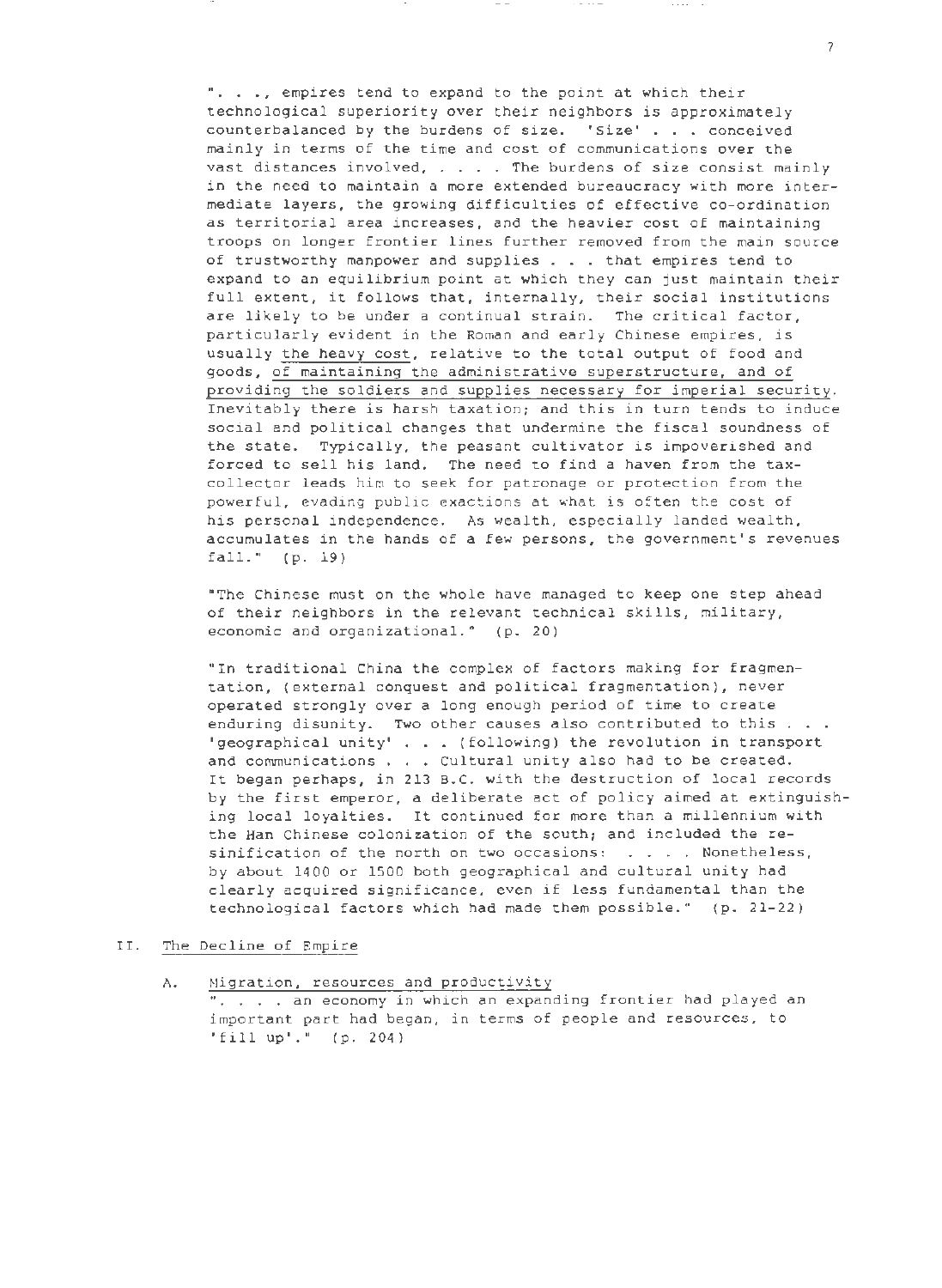". . ., empires tend to expand to the point at which their technological superiority over their neighbors is approximately counterbalanced by the burdens of size. 'Size' . . . conceived mainly in terms of the time and cost of communications over the vast distances involved, . . . . The burdens of size consist mainly in the need to maintain a more extended bureaucracy with more intermediate layers, the growing difficulties of effective co-ordination as territorial area increases, and the heavier cost of maintaining troops on longer frontier lines further removed from the main source of trustworthy manpower and supplies . . . that empires tend to expand to an equilibrium point at which they can just maintain their full extent, it follows that, internally, their social institutions are likely to be under a continual strain. The critical factor, particularly evident in the Roman and early Chinese empires, is usually <u>the heavy cost</u>, relative to the total output of food and goods, <u>of maintaining the administrative superstructure, and of providing the soldiers and supplies necessary for imperial security</u>. Inevitably there is harsh taxation; and this in turn tends to induce social and political changes that undermine the fiscal soundness of the state. Typically, the peasant cultivator is impoverished and forced to sell his land. The need to find a haven from the tax-collector leads him to seek for patronage or protection from the powerful, evading public exactions at what is often the cost of his personal independence. As wealth, especially landed wealth, accumulates in the hands of a few persons, the government's revenues fall." (p. 19)

"The Chinese must on the whole have managed to keep one step ahead of their neighbors in the relevant technical skills, military, economic and organizational." (p. 20)

"In traditional China the complex of factors making for fragmentation, (external conquest and political fragmentation), never operated strongly over a long enough period of time to create enduring disunity. Two other causes also contributed to this . . . 'geographical unity' . . . (following) the revolution in transport and communications . . . Cultural unity also had to be created. It began perhaps, in 213 B.C. with the destruction of local records by the first emperor, a deliberate act of policy aimed at extinguishing local loyalties. It continued for more than a millennium with the Han Chinese colonization of the south; and included the re-sinification of the north on two occasions: . . . . Nonetheless, by about 1400 or 1500 both geographical and cultural unity had clearly acquired significance, even if less fundamental than the technological factors which had made them possible." (p. 21-22)

II. <u>The Decline of Empire</u>

A. <u>Migration, resources and productivity</u>

". . . . an economy in which an expanding frontier had played an important part had began, in terms of people and resources, to 'fill up'." (p. 204)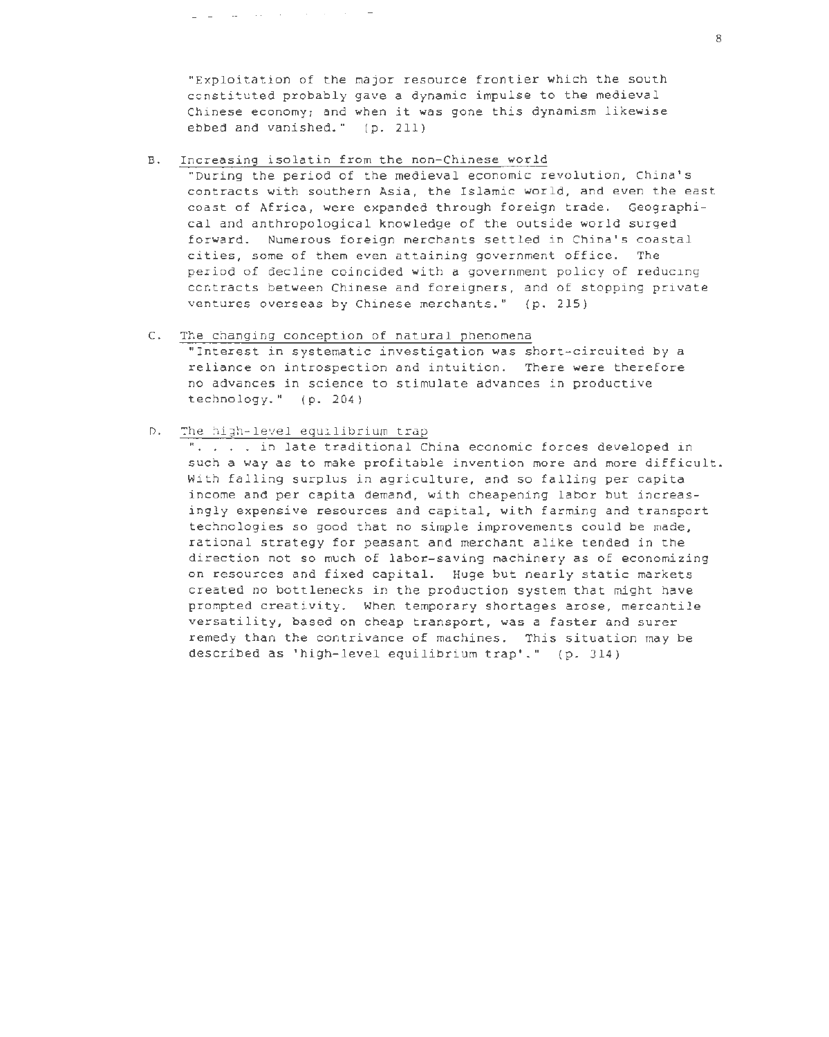"Exploitation of the major resource frontier which the south constituted probably gave a dynamic impulse to the medieval Chinese economy; and when it was gone this dynamism likewise ebbed and vanished." (p. 211)

B. <u>Increasing isolatin from the non-Chinese world</u>

"During the period of the medieval economic revolution, China's contracts with southern Asia, the Islamic world, and even the east coast of Africa, were expanded through foreign trade. Geographical and anthropological knowledge of the outside world surged forward. Numerous foreign merchants settled in China's coastal cities, some of them even attaining government office. The period of decline coincided with a government policy of reducing contracts between Chinese and foreigners, and of stopping private ventures overseas by Chinese merchants." (p. 215)

C. <u>The changing conception of natural phenomena</u>

"Interest in systematic investigation was short-circuited by a reliance on introspection and intuition. There were therefore no advances in science to stimulate advances in productive technology." (p. 204)

D. <u>The high-level equilibrium trap</u>

". . . . in late traditional China economic forces developed in such a way as to make profitable invention more and more difficult. With falling surplus in agriculture, and so falling per capita income and per capita demand, with cheapening labor but increasingly expensive resources and capital, with farming and transport technologies so good that no simple improvements could be made, rational strategy for peasant and merchant alike tended in the direction not so much of labor-saving machinery as of economizing on resources and fixed capital. Huge but nearly static markets created no bottlenecks in the production system that might have prompted creativity. When temporary shortages arose, mercantile versatility, based on cheap transport, was a faster and surer remedy than the contrivance of machines. This situation may be described as 'high-level equilibrium trap'." (p. 314)